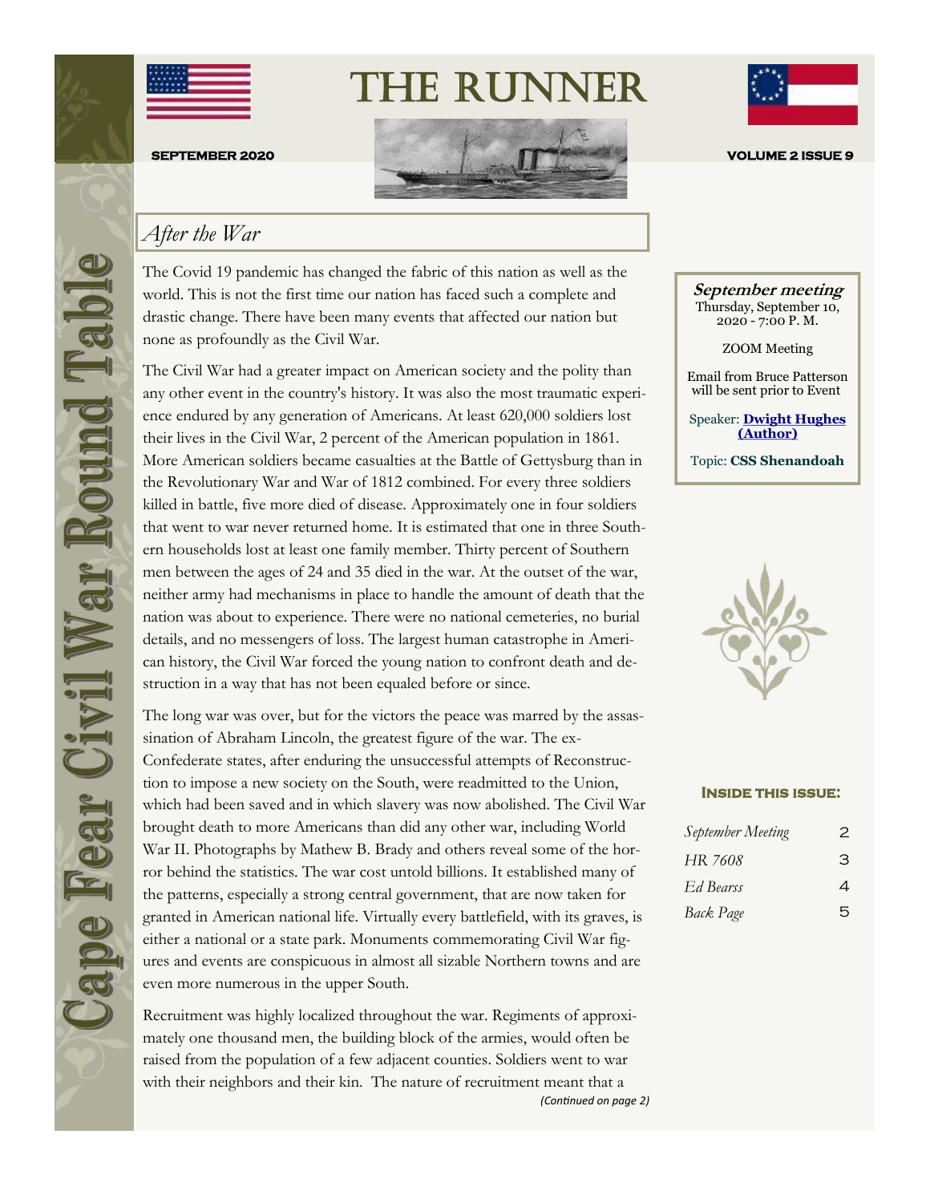# THE RUNNER

**Cape Fear Civil War Round Table**

**SEPTEMBER 2020** | **VOLUME 2 ISSUE 9**

## *After the War*

The Covid 19 pandemic has changed the fabric of this nation as well as the world. This is not the first time our nation has faced such a complete and drastic change. There have been many events that affected our nation but none as profoundly as the Civil War.

The Civil War had a greater impact on American society and the polity than any other event in the country's history. It was also the most traumatic experience endured by any generation of Americans. At least 620,000 soldiers lost their lives in the Civil War, 2 percent of the American population in 1861. More American soldiers became casualties at the Battle of Gettysburg than in the Revolutionary War and War of 1812 combined. For every three soldiers killed in battle, five more died of disease. Approximately one in four soldiers that went to war never returned home. It is estimated that one in three Southern households lost at least one family member. Thirty percent of Southern men between the ages of 24 and 35 died in the war. At the outset of the war, neither army had mechanisms in place to handle the amount of death that the nation was about to experience. There were no national cemeteries, no burial details, and no messengers of loss. The largest human catastrophe in American history, the Civil War forced the young nation to confront death and destruction in a way that has not been equaled before or since.

The long war was over, but for the victors the peace was marred by the assassination of Abraham Lincoln, the greatest figure of the war. The ex-Confederate states, after enduring the unsuccessful attempts of Reconstruction to impose a new society on the South, were readmitted to the Union, which had been saved and in which slavery was now abolished. The Civil War brought death to more Americans than did any other war, including World War II. Photographs by Mathew B. Brady and others reveal some of the horror behind the statistics. The war cost untold billions. It established many of the patterns, especially a strong central government, that are now taken for granted in American national life. Virtually every battlefield, with its graves, is either a national or a state park. Monuments commemorating Civil War figures and events are conspicuous in almost all sizable Northern towns and are even more numerous in the upper South.

Recruitment was highly localized throughout the war. Regiments of approximately one thousand men, the building block of the armies, would often be raised from the population of a few adjacent counties. Soldiers went to war with their neighbors and their kin. The nature of recruitment meant that a

*(Continued on page 2)*

---

***September meeting***

Thursday, September 10, 2020 - 7:00 P. M.

ZOOM Meeting

Email from Bruce Patterson will be sent prior to Event

Speaker: **Dwight Hughes (Author)**

Topic: **CSS Shenandoah**

---

**INSIDE THIS ISSUE:**

| | |
|---|---|
| *September Meeting* | 2 |
| *HR 7608* | 3 |
| *Ed Bearss* | 4 |
| *Back Page* | 5 |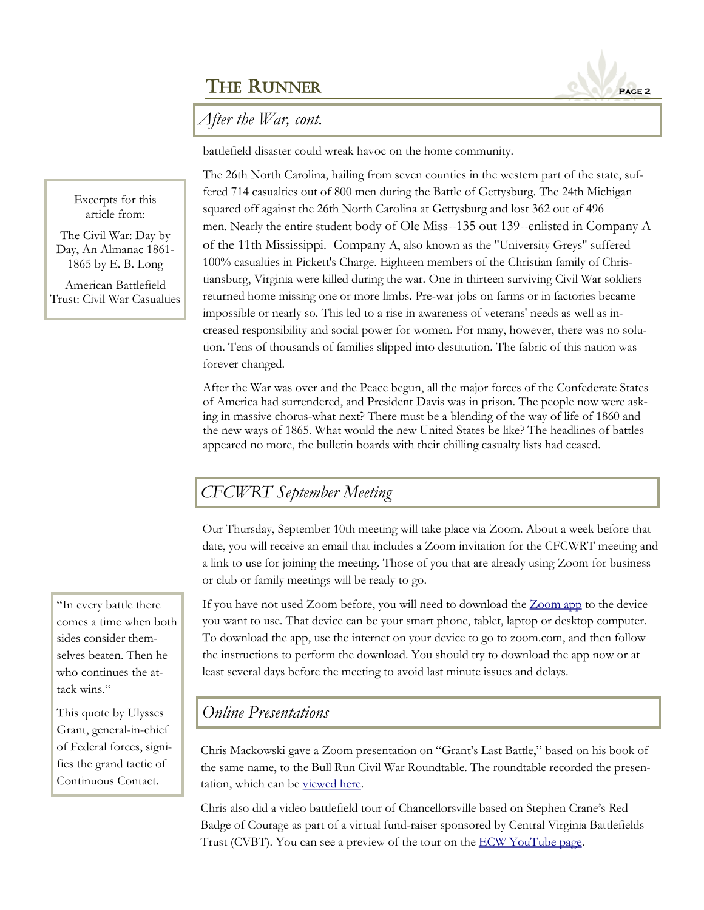## After the War, cont.

battlefield disaster could wreak havoc on the home community.

The 26th North Carolina, hailing from seven counties in the western part of the state, suffered 714 casualties out of 800 men during the Battle of Gettysburg. The 24th Michigan squared off against the 26th North Carolina at Gettysburg and lost 362 out of 496 men. Nearly the entire student body of Ole Miss--135 out 139--enlisted in Company A of the 11th Mississippi. Company A, also known as the "University Greys" suffered 100% casualties in Pickett's Charge. Eighteen members of the Christian family of Christiansburg, Virginia were killed during the war. One in thirteen surviving Civil War soldiers returned home missing one or more limbs. Pre-war jobs on farms or in factories became impossible or nearly so. This led to a rise in awareness of veterans' needs as well as increased responsibility and social power for women. For many, however, there was no solution. Tens of thousands of families slipped into destitution. The fabric of this nation was forever changed.

After the War was over and the Peace begun, all the major forces of the Confederate States of America had surrendered, and President Davis was in prison. The people now were asking in massive chorus-what next? There must be a blending of the way of life of 1860 and the new ways of 1865. What would the new United States be like? The headlines of battles appeared no more, the bulletin boards with their chilling casualty lists had ceased.

> Excerpts for this article from:
>
> The Civil War: Day by Day, An Almanac 1861-1865 by E. B. Long
>
> American Battlefield Trust: Civil War Casualties

## CFCWRT September Meeting

Our Thursday, September 10th meeting will take place via Zoom. About a week before that date, you will receive an email that includes a Zoom invitation for the CFCWRT meeting and a link to use for joining the meeting. Those of you that are already using Zoom for business or club or family meetings will be ready to go.

If you have not used Zoom before, you will need to download the Zoom app to the device you want to use. That device can be your smart phone, tablet, laptop or desktop computer. To download the app, use the internet on your device to go to zoom.com, and then follow the instructions to perform the download. You should try to download the app now or at least several days before the meeting to avoid last minute issues and delays.

> "In every battle there comes a time when both sides consider themselves beaten. Then he who continues the attack wins."
>
> This quote by Ulysses Grant, general-in-chief of Federal forces, signifies the grand tactic of Continuous Contact.

## Online Presentations

Chris Mackowski gave a Zoom presentation on "Grant's Last Battle," based on his book of the same name, to the Bull Run Civil War Roundtable. The roundtable recorded the presentation, which can be viewed here.

Chris also did a video battlefield tour of Chancellorsville based on Stephen Crane's Red Badge of Courage as part of a virtual fund-raiser sponsored by Central Virginia Battlefields Trust (CVBT). You can see a preview of the tour on the ECW YouTube page.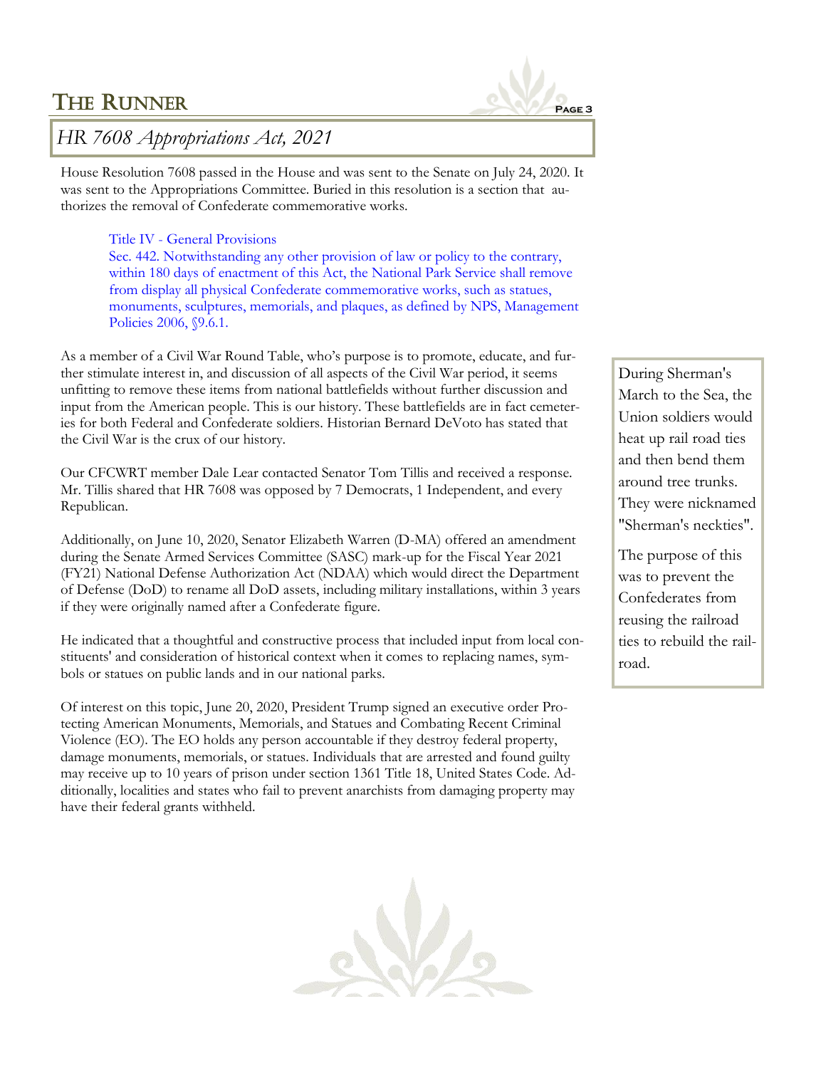## HR 7608 Appropriations Act, 2021

House Resolution 7608 passed in the House and was sent to the Senate on July 24, 2020. It was sent to the Appropriations Committee. Buried in this resolution is a section that authorizes the removal of Confederate commemorative works.

> Title IV - General Provisions
>
> Sec. 442. Notwithstanding any other provision of law or policy to the contrary, within 180 days of enactment of this Act, the National Park Service shall remove from display all physical Confederate commemorative works, such as statues, monuments, sculptures, memorials, and plaques, as defined by NPS, Management Policies 2006, §9.6.1.

As a member of a Civil War Round Table, who's purpose is to promote, educate, and further stimulate interest in, and discussion of all aspects of the Civil War period, it seems unfitting to remove these items from national battlefields without further discussion and input from the American people. This is our history. These battlefields are in fact cemeteries for both Federal and Confederate soldiers. Historian Bernard DeVoto has stated that the Civil War is the crux of our history.

Our CFCWRT member Dale Lear contacted Senator Tom Tillis and received a response. Mr. Tillis shared that HR 7608 was opposed by 7 Democrats, 1 Independent, and every Republican.

Additionally, on June 10, 2020, Senator Elizabeth Warren (D-MA) offered an amendment during the Senate Armed Services Committee (SASC) mark-up for the Fiscal Year 2021 (FY21) National Defense Authorization Act (NDAA) which would direct the Department of Defense (DoD) to rename all DoD assets, including military installations, within 3 years if they were originally named after a Confederate figure.

He indicated that a thoughtful and constructive process that included input from local constituents' and consideration of historical context when it comes to replacing names, symbols or statues on public lands and in our national parks.

Of interest on this topic, June 20, 2020, President Trump signed an executive order Protecting American Monuments, Memorials, and Statues and Combating Recent Criminal Violence (EO). The EO holds any person accountable if they destroy federal property, damage monuments, memorials, or statues. Individuals that are arrested and found guilty may receive up to 10 years of prison under section 1361 Title 18, United States Code. Additionally, localities and states who fail to prevent anarchists from damaging property may have their federal grants withheld.

During Sherman's March to the Sea, the Union soldiers would heat up rail road ties and then bend them around tree trunks. They were nicknamed "Sherman's neckties".

The purpose of this was to prevent the Confederates from reusing the railroad ties to rebuild the railroad.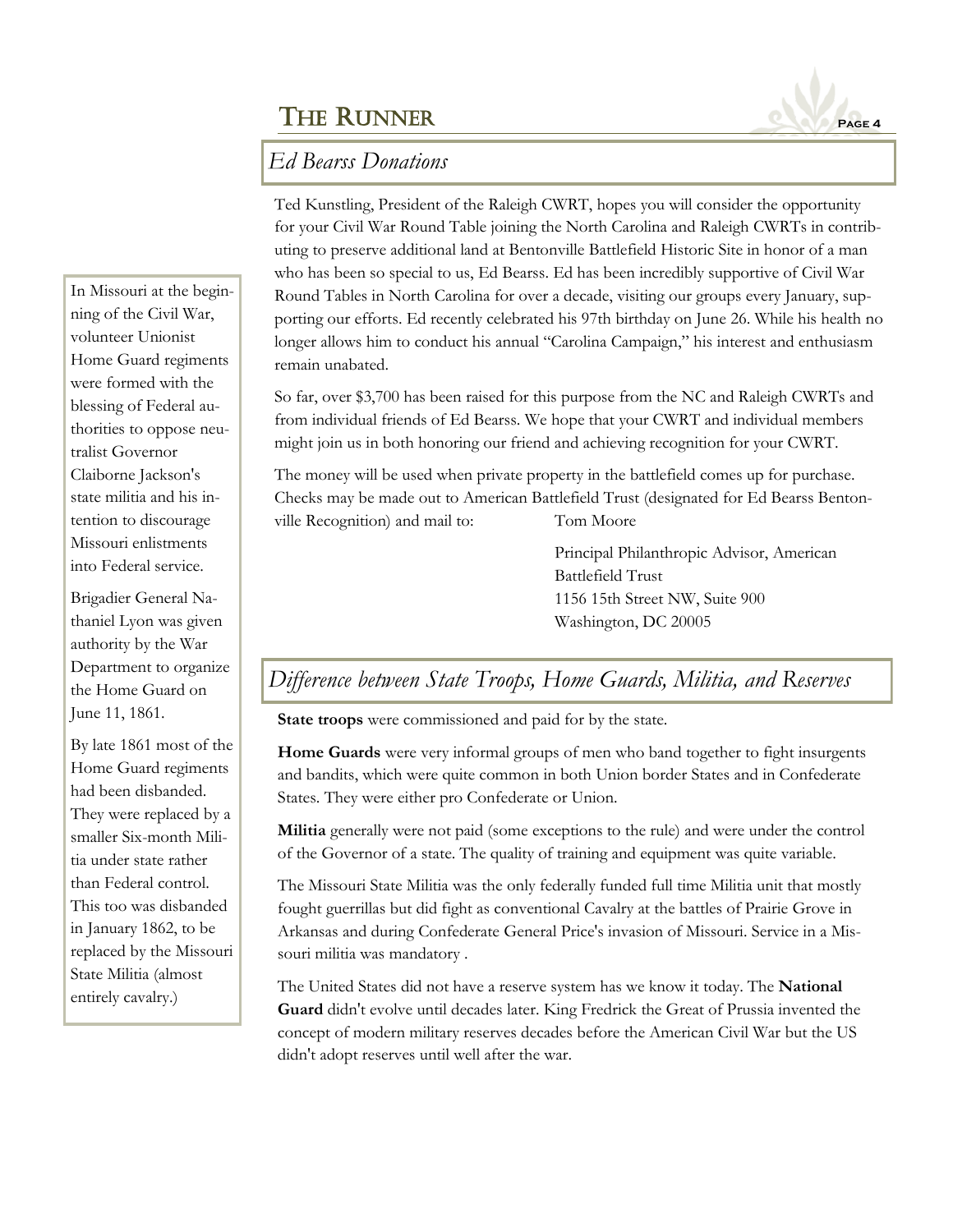## Ed Bearss Donations

Ted Kunstling, President of the Raleigh CWRT, hopes you will consider the opportunity for your Civil War Round Table joining the North Carolina and Raleigh CWRTs in contributing to preserve additional land at Bentonville Battlefield Historic Site in honor of a man who has been so special to us, Ed Bearss. Ed has been incredibly supportive of Civil War Round Tables in North Carolina for over a decade, visiting our groups every January, supporting our efforts. Ed recently celebrated his 97th birthday on June 26. While his health no longer allows him to conduct his annual "Carolina Campaign," his interest and enthusiasm remain unabated.

So far, over $3,700 has been raised for this purpose from the NC and Raleigh CWRTs and from individual friends of Ed Bearss. We hope that your CWRT and individual members might join us in both honoring our friend and achieving recognition for your CWRT.

The money will be used when private property in the battlefield comes up for purchase. Checks may be made out to American Battlefield Trust (designated for Ed Bearss Bentonville Recognition) and mail to: Tom Moore

Principal Philanthropic Advisor, American Battlefield Trust
1156 15th Street NW, Suite 900
Washington, DC 20005

In Missouri at the beginning of the Civil War, volunteer Unionist Home Guard regiments were formed with the blessing of Federal authorities to oppose neutralist Governor Claiborne Jackson's state militia and his intention to discourage Missouri enlistments into Federal service.

Brigadier General Nathaniel Lyon was given authority by the War Department to organize the Home Guard on June 11, 1861.

By late 1861 most of the Home Guard regiments had been disbanded. They were replaced by a smaller Six-month Militia under state rather than Federal control. This too was disbanded in January 1862, to be replaced by the Missouri State Militia (almost entirely cavalry.)

## Difference between State Troops, Home Guards, Militia, and Reserves

**State troops** were commissioned and paid for by the state.

**Home Guards** were very informal groups of men who band together to fight insurgents and bandits, which were quite common in both Union border States and in Confederate States. They were either pro Confederate or Union.

**Militia** generally were not paid (some exceptions to the rule) and were under the control of the Governor of a state. The quality of training and equipment was quite variable.

The Missouri State Militia was the only federally funded full time Militia unit that mostly fought guerrillas but did fight as conventional Cavalry at the battles of Prairie Grove in Arkansas and during Confederate General Price's invasion of Missouri. Service in a Missouri militia was mandatory .

The United States did not have a reserve system has we know it today. The **National Guard** didn't evolve until decades later. King Fredrick the Great of Prussia invented the concept of modern military reserves decades before the American Civil War but the US didn't adopt reserves until well after the war.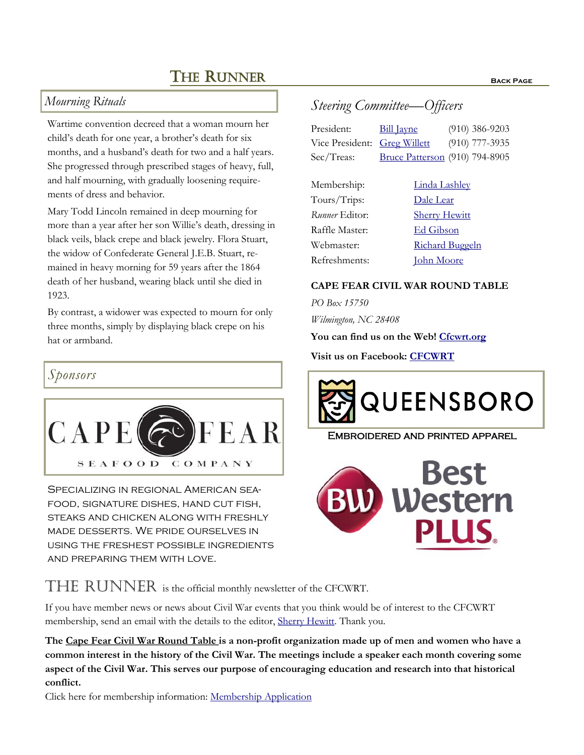## Mourning Rituals

Wartime convention decreed that a woman mourn her child's death for one year, a brother's death for six months, and a husband's death for two and a half years. She progressed through prescribed stages of heavy, full, and half mourning, with gradually loosening requirements of dress and behavior.

Mary Todd Lincoln remained in deep mourning for more than a year after her son Willie's death, dressing in black veils, black crepe and black jewelry. Flora Stuart, the widow of Confederate General J.E.B. Stuart, remained in heavy morning for 59 years after the 1864 death of her husband, wearing black until she died in 1923.

By contrast, a widower was expected to mourn for only three months, simply by displaying black crepe on his hat or armband.

## Sponsors

CAPE FEAR SEAFOOD COMPANY

Specializing in regional American seafood, signature dishes, hand cut fish, steaks and chicken along with freshly made desserts. We pride ourselves in using the freshest possible ingredients and preparing them with love.

## Steering Committee—Officers

| | | |
|---|---|---|
| President: | Bill Jayne | (910) 386-9203 |
| Vice President: | Greg Willett | (910) 777-3935 |
| Sec/Treas: | Bruce Patterson | (910) 794-8905 |

| | |
|---|---|
| Membership: | Linda Lashley |
| Tours/Trips: | Dale Lear |
| *Runner* Editor: | Sherry Hewitt |
| Raffle Master: | Ed Gibson |
| Webmaster: | Richard Buggeln |
| Refreshments: | John Moore |

**CAPE FEAR CIVIL WAR ROUND TABLE**

*PO Box 15750*

*Wilmington, NC 28408*

**You can find us on the Web! Cfcwrt.org**

**Visit us on Facebook: CFCWRT**

QUEENSBORO

Embroidered and Printed Apparel

Best Western PLUS

THE RUNNER is the official monthly newsletter of the CFCWRT.

If you have member news or news about Civil War events that you think would be of interest to the CFCWRT membership, send an email with the details to the editor, Sherry Hewitt. Thank you.

**The Cape Fear Civil War Round Table is a non-profit organization made up of men and women who have a common interest in the history of the Civil War. The meetings include a speaker each month covering some aspect of the Civil War. This serves our purpose of encouraging education and research into that historical conflict.**

Click here for membership information: Membership Application